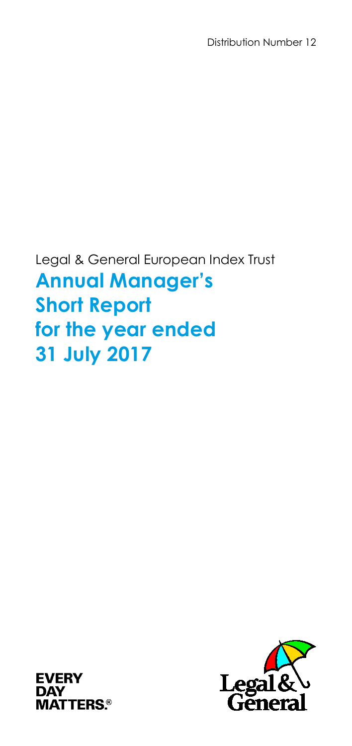Distribution Number 12

Legal & General European Index Trust

# Annual Manager's Short Report for the year ended 31 July 2017

EVERY DAY MATTERS.®

Legal & General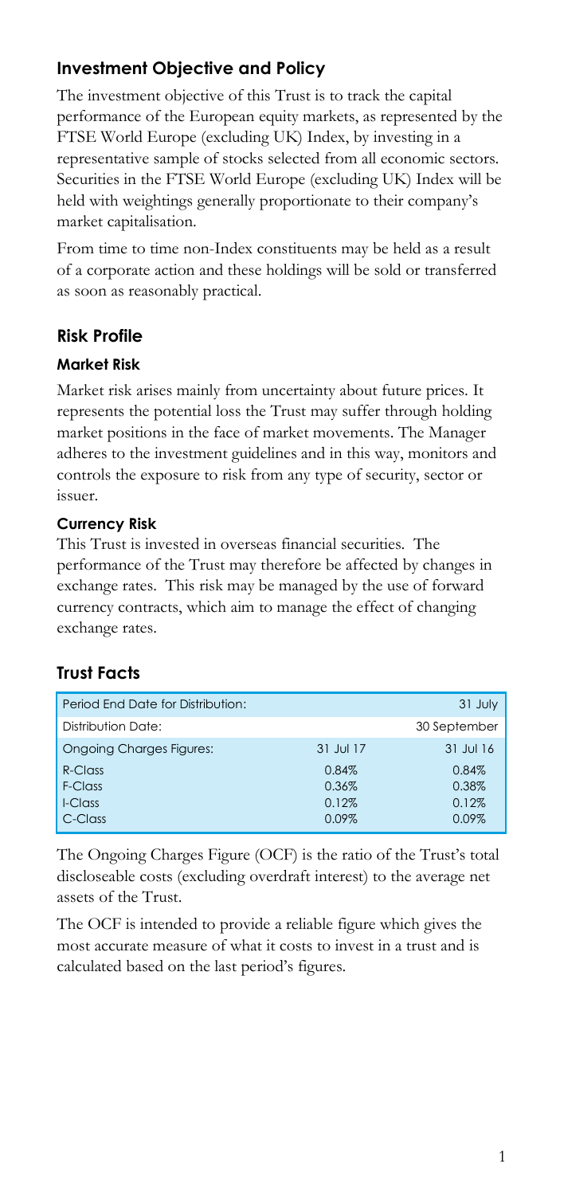## Investment Objective and Policy

The investment objective of this Trust is to track the capital performance of the European equity markets, as represented by the FTSE World Europe (excluding UK) Index, by investing in a representative sample of stocks selected from all economic sectors. Securities in the FTSE World Europe (excluding UK) Index will be held with weightings generally proportionate to their company's market capitalisation.

From time to time non-Index constituents may be held as a result of a corporate action and these holdings will be sold or transferred as soon as reasonably practical.

## Risk Profile

### Market Risk

Market risk arises mainly from uncertainty about future prices. It represents the potential loss the Trust may suffer through holding market positions in the face of market movements. The Manager adheres to the investment guidelines and in this way, monitors and controls the exposure to risk from any type of security, sector or issuer.

### Currency Risk

This Trust is invested in overseas financial securities. The performance of the Trust may therefore be affected by changes in exchange rates. This risk may be managed by the use of forward currency contracts, which aim to manage the effect of changing exchange rates.

## Trust Facts

| Period End Date for Distribution: | | 31 July |
|---|---|---|
| Distribution Date: | | 30 September |
| Ongoing Charges Figures: | 31 Jul 17 | 31 Jul 16 |
| R-Class | 0.84% | 0.84% |
| F-Class | 0.36% | 0.38% |
| I-Class | 0.12% | 0.12% |
| C-Class | 0.09% | 0.09% |

The Ongoing Charges Figure (OCF) is the ratio of the Trust's total discloseable costs (excluding overdraft interest) to the average net assets of the Trust.

The OCF is intended to provide a reliable figure which gives the most accurate measure of what it costs to invest in a trust and is calculated based on the last period's figures.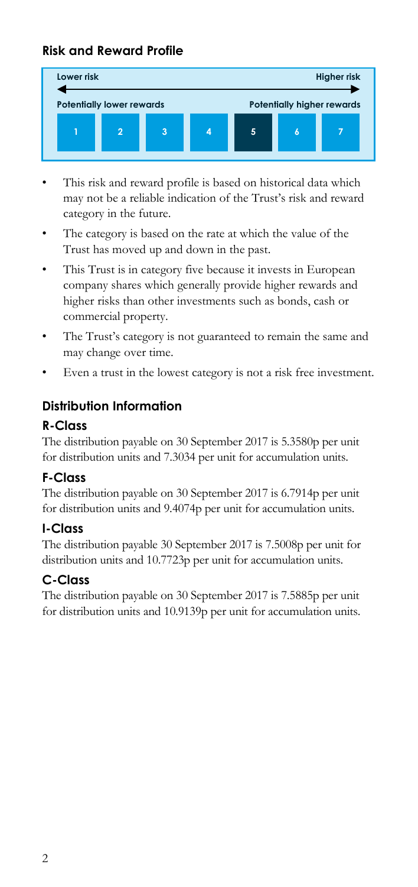## Risk and Reward Profile

| Lower risk | | | | | | Higher risk |
|---|---|---|---|---|---|---|
| Potentially lower rewards | | | | Potentially higher rewards | | |
| 1 | 2 | 3 | 4 | **5** | 6 | 7 |

- This risk and reward profile is based on historical data which may not be a reliable indication of the Trust's risk and reward category in the future.
- The category is based on the rate at which the value of the Trust has moved up and down in the past.
- This Trust is in category five because it invests in European company shares which generally provide higher rewards and higher risks than other investments such as bonds, cash or commercial property.
- The Trust's category is not guaranteed to remain the same and may change over time.
- Even a trust in the lowest category is not a risk free investment.

## Distribution Information

### R-Class

The distribution payable on 30 September 2017 is 5.3580p per unit for distribution units and 7.3034 per unit for accumulation units.

### F-Class

The distribution payable on 30 September 2017 is 6.7914p per unit for distribution units and 9.4074p per unit for accumulation units.

### I-Class

The distribution payable 30 September 2017 is 7.5008p per unit for distribution units and 10.7723p per unit for accumulation units.

### C-Class

The distribution payable on 30 September 2017 is 7.5885p per unit for distribution units and 10.9139p per unit for accumulation units.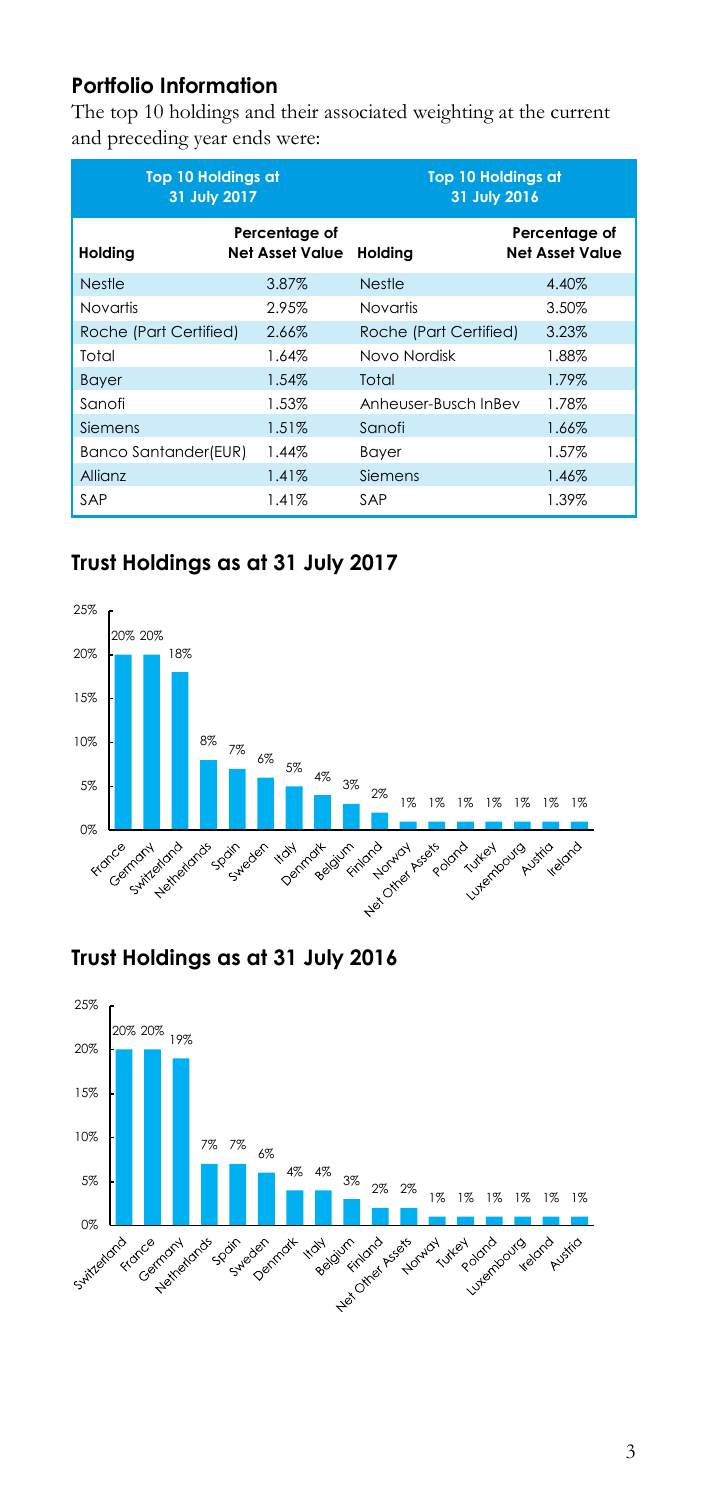## Portfolio Information

The top 10 holdings and their associated weighting at the current and preceding year ends were:

| Top 10 Holdings at 31 July 2017 | | Top 10 Holdings at 31 July 2016 | |
|---|---|---|---|
| **Holding** | **Percentage of Net Asset Value** | **Holding** | **Percentage of Net Asset Value** |
| Nestle | 3.87% | Nestle | 4.40% |
| Novartis | 2.95% | Novartis | 3.50% |
| Roche (Part Certified) | 2.66% | Roche (Part Certified) | 3.23% |
| Total | 1.64% | Novo Nordisk | 1.88% |
| Bayer | 1.54% | Total | 1.79% |
| Sanofi | 1.53% | Anheuser-Busch InBev | 1.78% |
| Siemens | 1.51% | Sanofi | 1.66% |
| Banco Santander(EUR) | 1.44% | Bayer | 1.57% |
| Allianz | 1.41% | Siemens | 1.46% |
| SAP | 1.41% | SAP | 1.39% |

## Trust Holdings as at 31 July 2017

| Country | % |
|---|---|
| France | 20% |
| Germany | 20% |
| Switzerland | 18% |
| Netherlands | 8% |
| Spain | 7% |
| Sweden | 6% |
| Italy | 5% |
| Denmark | 4% |
| Belgium | 3% |
| Finland | 2% |
| Norway | 1% |
| Net Other Assets | 1% |
| Poland | 1% |
| Turkey | 1% |
| Luxembourg | 1% |
| Austria | 1% |
| Ireland | 1% |

## Trust Holdings as at 31 July 2016

| Country | % |
|---|---|
| Switzerland | 20% |
| France | 20% |
| Germany | 19% |
| Netherlands | 7% |
| Spain | 7% |
| Sweden | 6% |
| Denmark | 4% |
| Italy | 4% |
| Belgium | 3% |
| Finland | 2% |
| Net Other Assets | 2% |
| Norway | 1% |
| Turkey | 1% |
| Poland | 1% |
| Luxembourg | 1% |
| Ireland | 1% |
| Austria | 1% |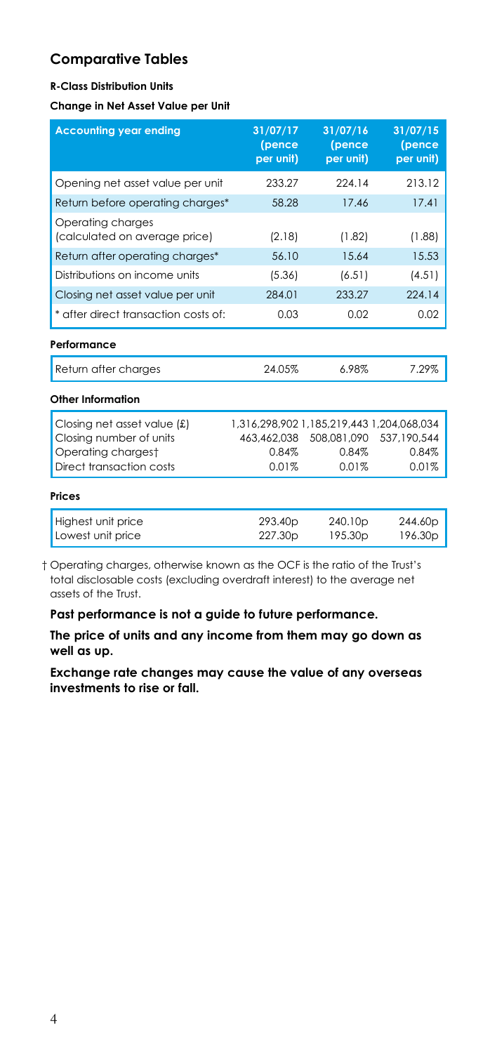## Comparative Tables

#### R-Class Distribution Units

#### Change in Net Asset Value per Unit

| Accounting year ending | 31/07/17 (pence per unit) | 31/07/16 (pence per unit) | 31/07/15 (pence per unit) |
|---|---|---|---|
| Opening net asset value per unit | 233.27 | 224.14 | 213.12 |
| Return before operating charges* | 58.28 | 17.46 | 17.41 |
| Operating charges (calculated on average price) | (2.18) | (1.82) | (1.88) |
| Return after operating charges* | 56.10 | 15.64 | 15.53 |
| Distributions on income units | (5.36) | (6.51) | (4.51) |
| Closing net asset value per unit | 284.01 | 233.27 | 224.14 |
| * after direct transaction costs of: | 0.03 | 0.02 | 0.02 |

#### Performance

| | | | |
|---|---|---|---|
| Return after charges | 24.05% | 6.98% | 7.29% |

#### Other Information

| | | | |
|---|---|---|---|
| Closing net asset value (£) | 1,316,298,902 | 1,185,219,443 | 1,204,068,034 |
| Closing number of units | 463,462,038 | 508,081,090 | 537,190,544 |
| Operating charges† | 0.84% | 0.84% | 0.84% |
| Direct transaction costs | 0.01% | 0.01% | 0.01% |

#### Prices

| | | | |
|---|---|---|---|
| Highest unit price | 293.40p | 240.10p | 244.60p |
| Lowest unit price | 227.30p | 195.30p | 196.30p |

† Operating charges, otherwise known as the OCF is the ratio of the Trust's total disclosable costs (excluding overdraft interest) to the average net assets of the Trust.

**Past performance is not a guide to future performance.**

**The price of units and any income from them may go down as well as up.**

**Exchange rate changes may cause the value of any overseas investments to rise or fall.**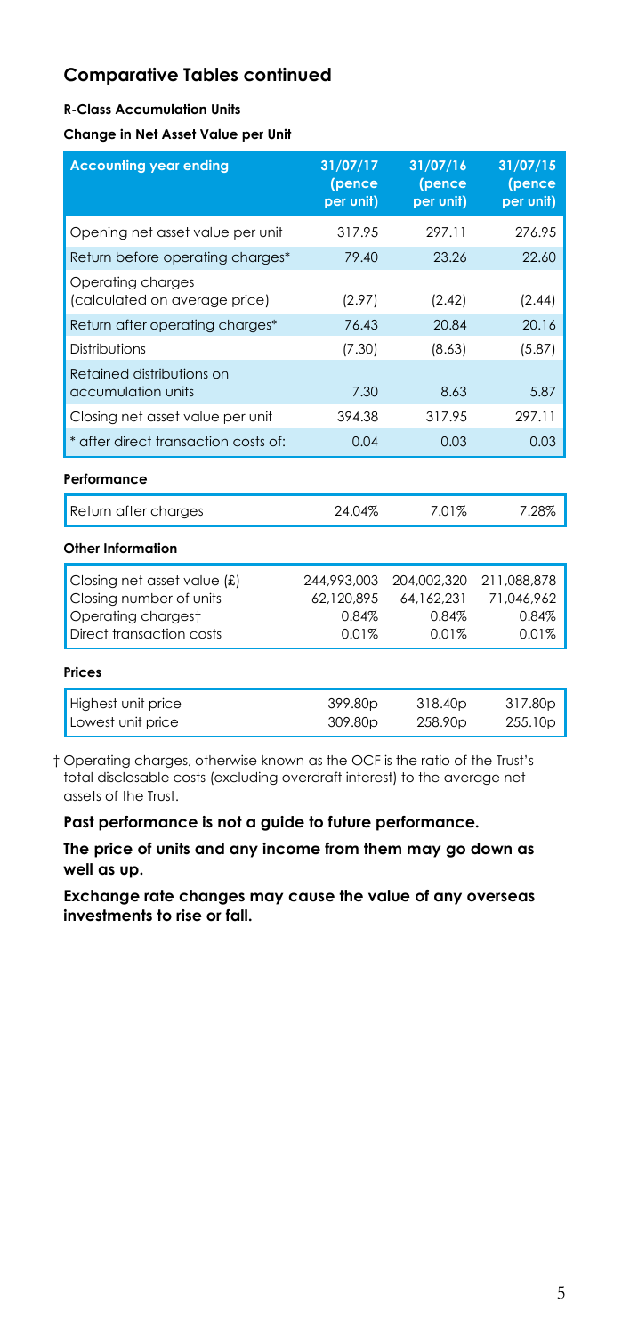## Comparative Tables continued

**R-Class Accumulation Units**

**Change in Net Asset Value per Unit**

| Accounting year ending | 31/07/17 (pence per unit) | 31/07/16 (pence per unit) | 31/07/15 (pence per unit) |
|---|---|---|---|
| Opening net asset value per unit | 317.95 | 297.11 | 276.95 |
| Return before operating charges* | 79.40 | 23.26 | 22.60 |
| Operating charges (calculated on average price) | (2.97) | (2.42) | (2.44) |
| Return after operating charges* | 76.43 | 20.84 | 20.16 |
| Distributions | (7.30) | (8.63) | (5.87) |
| Retained distributions on accumulation units | 7.30 | 8.63 | 5.87 |
| Closing net asset value per unit | 394.38 | 317.95 | 297.11 |
| * after direct transaction costs of: | 0.04 | 0.03 | 0.03 |

**Performance**

| | | | |
|---|---|---|---|
| Return after charges | 24.04% | 7.01% | 7.28% |

**Other Information**

| | | | |
|---|---|---|---|
| Closing net asset value (£) | 244,993,003 | 204,002,320 | 211,088,878 |
| Closing number of units | 62,120,895 | 64,162,231 | 71,046,962 |
| Operating charges† | 0.84% | 0.84% | 0.84% |
| Direct transaction costs | 0.01% | 0.01% | 0.01% |

**Prices**

| | | | |
|---|---|---|---|
| Highest unit price | 399.80p | 318.40p | 317.80p |
| Lowest unit price | 309.80p | 258.90p | 255.10p |

† Operating charges, otherwise known as the OCF is the ratio of the Trust's total disclosable costs (excluding overdraft interest) to the average net assets of the Trust.

**Past performance is not a guide to future performance.**

**The price of units and any income from them may go down as well as up.**

**Exchange rate changes may cause the value of any overseas investments to rise or fall.**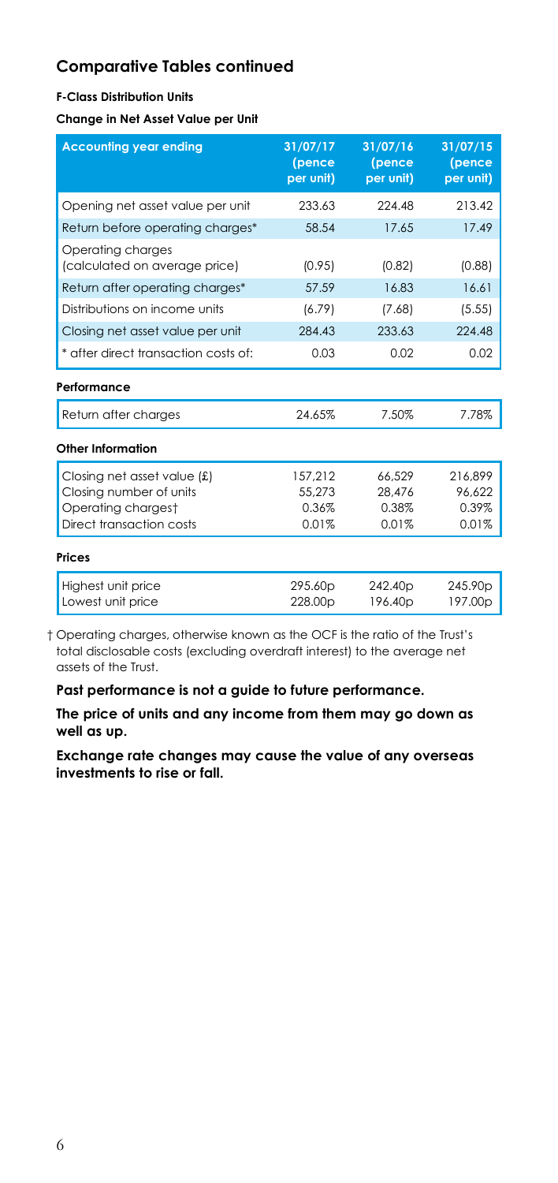## Comparative Tables continued

**F-Class Distribution Units**

**Change in Net Asset Value per Unit**

| Accounting year ending | 31/07/17 (pence per unit) | 31/07/16 (pence per unit) | 31/07/15 (pence per unit) |
|---|---|---|---|
| Opening net asset value per unit | 233.63 | 224.48 | 213.42 |
| Return before operating charges* | 58.54 | 17.65 | 17.49 |
| Operating charges (calculated on average price) | (0.95) | (0.82) | (0.88) |
| Return after operating charges* | 57.59 | 16.83 | 16.61 |
| Distributions on income units | (6.79) | (7.68) | (5.55) |
| Closing net asset value per unit | 284.43 | 233.63 | 224.48 |
| * after direct transaction costs of: | 0.03 | 0.02 | 0.02 |
| **Performance** | | | |
| Return after charges | 24.65% | 7.50% | 7.78% |
| **Other Information** | | | |
| Closing net asset value (£) | 157,212 | 66,529 | 216,899 |
| Closing number of units | 55,273 | 28,476 | 96,622 |
| Operating charges† | 0.36% | 0.38% | 0.39% |
| Direct transaction costs | 0.01% | 0.01% | 0.01% |
| **Prices** | | | |
| Highest unit price | 295.60p | 242.40p | 245.90p |
| Lowest unit price | 228.00p | 196.40p | 197.00p |

† Operating charges, otherwise known as the OCF is the ratio of the Trust's total disclosable costs (excluding overdraft interest) to the average net assets of the Trust.

**Past performance is not a guide to future performance.**

**The price of units and any income from them may go down as well as up.**

**Exchange rate changes may cause the value of any overseas investments to rise or fall.**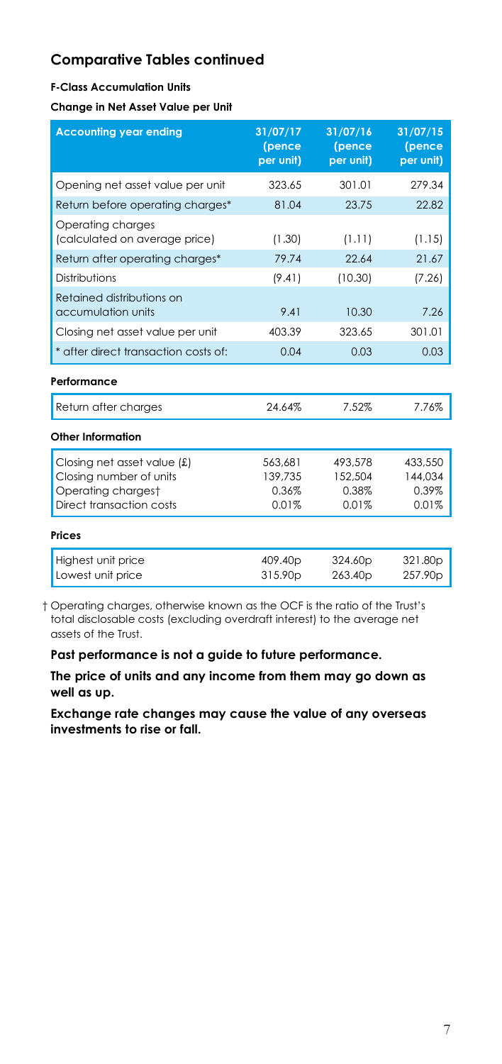## Comparative Tables continued

**F-Class Accumulation Units**

**Change in Net Asset Value per Unit**

| Accounting year ending | 31/07/17 (pence per unit) | 31/07/16 (pence per unit) | 31/07/15 (pence per unit) |
|---|---|---|---|
| Opening net asset value per unit | 323.65 | 301.01 | 279.34 |
| Return before operating charges* | 81.04 | 23.75 | 22.82 |
| Operating charges (calculated on average price) | (1.30) | (1.11) | (1.15) |
| Return after operating charges* | 79.74 | 22.64 | 21.67 |
| Distributions | (9.41) | (10.30) | (7.26) |
| Retained distributions on accumulation units | 9.41 | 10.30 | 7.26 |
| Closing net asset value per unit | 403.39 | 323.65 | 301.01 |
| * after direct transaction costs of: | 0.04 | 0.03 | 0.03 |

**Performance**

| | | | |
|---|---|---|---|
| Return after charges | 24.64% | 7.52% | 7.76% |

**Other Information**

| | | | |
|---|---|---|---|
| Closing net asset value (£) | 563,681 | 493,578 | 433,550 |
| Closing number of units | 139,735 | 152,504 | 144,034 |
| Operating charges† | 0.36% | 0.38% | 0.39% |
| Direct transaction costs | 0.01% | 0.01% | 0.01% |

**Prices**

| | | | |
|---|---|---|---|
| Highest unit price | 409.40p | 324.60p | 321.80p |
| Lowest unit price | 315.90p | 263.40p | 257.90p |

† Operating charges, otherwise known as the OCF is the ratio of the Trust's total disclosable costs (excluding overdraft interest) to the average net assets of the Trust.

**Past performance is not a guide to future performance.**

**The price of units and any income from them may go down as well as up.**

**Exchange rate changes may cause the value of any overseas investments to rise or fall.**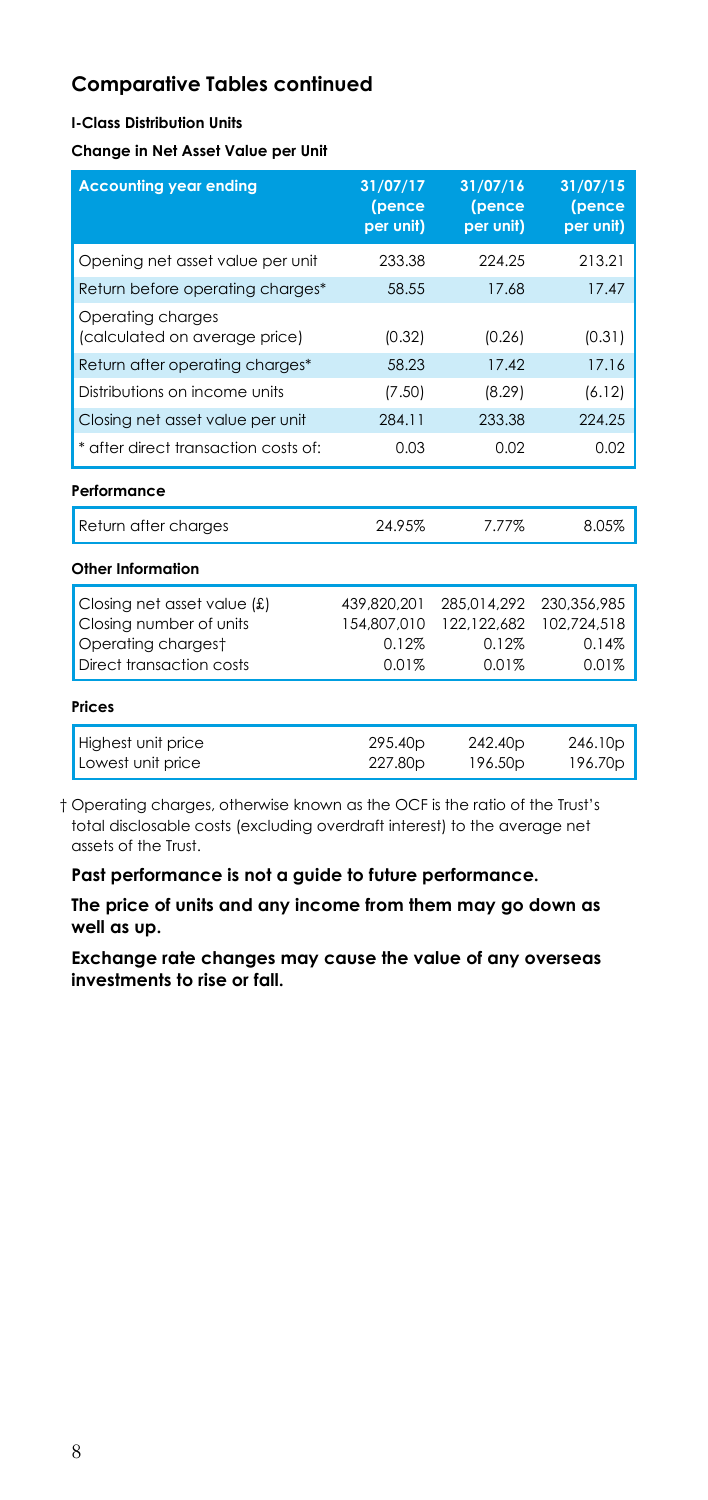## Comparative Tables continued

**I-Class Distribution Units**

**Change in Net Asset Value per Unit**

| Accounting year ending | 31/07/17 (pence per unit) | 31/07/16 (pence per unit) | 31/07/15 (pence per unit) |
|---|---|---|---|
| Opening net asset value per unit | 233.38 | 224.25 | 213.21 |
| Return before operating charges* | 58.55 | 17.68 | 17.47 |
| Operating charges (calculated on average price) | (0.32) | (0.26) | (0.31) |
| Return after operating charges* | 58.23 | 17.42 | 17.16 |
| Distributions on income units | (7.50) | (8.29) | (6.12) |
| Closing net asset value per unit | 284.11 | 233.38 | 224.25 |
| * after direct transaction costs of: | 0.03 | 0.02 | 0.02 |

**Performance**

| | | | |
|---|---|---|---|
| Return after charges | 24.95% | 7.77% | 8.05% |

**Other Information**

| | | | |
|---|---|---|---|
| Closing net asset value (£) | 439,820,201 | 285,014,292 | 230,356,985 |
| Closing number of units | 154,807,010 | 122,122,682 | 102,724,518 |
| Operating charges† | 0.12% | 0.12% | 0.14% |
| Direct transaction costs | 0.01% | 0.01% | 0.01% |

**Prices**

| | | | |
|---|---|---|---|
| Highest unit price | 295.40p | 242.40p | 246.10p |
| Lowest unit price | 227.80p | 196.50p | 196.70p |

† Operating charges, otherwise known as the OCF is the ratio of the Trust's total disclosable costs (excluding overdraft interest) to the average net assets of the Trust.

**Past performance is not a guide to future performance.**

**The price of units and any income from them may go down as well as up.**

**Exchange rate changes may cause the value of any overseas investments to rise or fall.**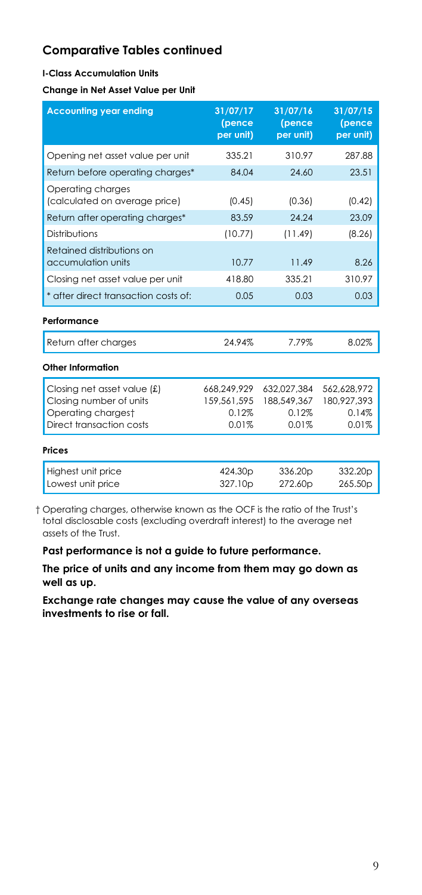## Comparative Tables continued

#### I-Class Accumulation Units

#### Change in Net Asset Value per Unit

| Accounting year ending | 31/07/17 (pence per unit) | 31/07/16 (pence per unit) | 31/07/15 (pence per unit) |
|---|---|---|---|
| Opening net asset value per unit | 335.21 | 310.97 | 287.88 |
| Return before operating charges* | 84.04 | 24.60 | 23.51 |
| Operating charges (calculated on average price) | (0.45) | (0.36) | (0.42) |
| Return after operating charges* | 83.59 | 24.24 | 23.09 |
| Distributions | (10.77) | (11.49) | (8.26) |
| Retained distributions on accumulation units | 10.77 | 11.49 | 8.26 |
| Closing net asset value per unit | 418.80 | 335.21 | 310.97 |
| * after direct transaction costs of: | 0.05 | 0.03 | 0.03 |

#### Performance

| | | | |
|---|---|---|---|
| Return after charges | 24.94% | 7.79% | 8.02% |

#### Other Information

| | | | |
|---|---|---|---|
| Closing net asset value (£) | 668,249,929 | 632,027,384 | 562,628,972 |
| Closing number of units | 159,561,595 | 188,549,367 | 180,927,393 |
| Operating charges† | 0.12% | 0.12% | 0.14% |
| Direct transaction costs | 0.01% | 0.01% | 0.01% |

#### Prices

| | | | |
|---|---|---|---|
| Highest unit price | 424.30p | 336.20p | 332.20p |
| Lowest unit price | 327.10p | 272.60p | 265.50p |

† Operating charges, otherwise known as the OCF is the ratio of the Trust's total disclosable costs (excluding overdraft interest) to the average net assets of the Trust.

**Past performance is not a guide to future performance.**

**The price of units and any income from them may go down as well as up.**

**Exchange rate changes may cause the value of any overseas investments to rise or fall.**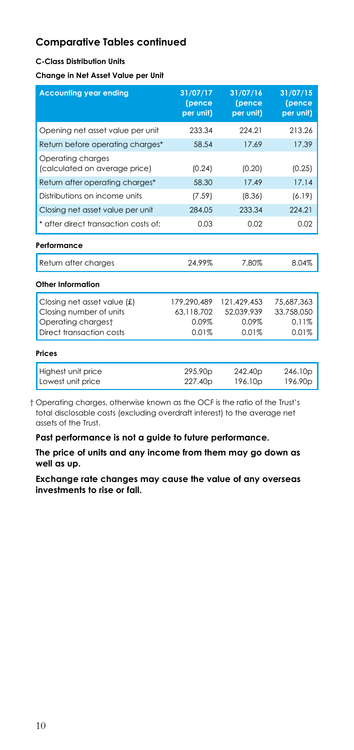## Comparative Tables continued

**C-Class Distribution Units**

**Change in Net Asset Value per Unit**

| Accounting year ending | 31/07/17 (pence per unit) | 31/07/16 (pence per unit) | 31/07/15 (pence per unit) |
|---|---|---|---|
| Opening net asset value per unit | 233.34 | 224.21 | 213.26 |
| Return before operating charges* | 58.54 | 17.69 | 17.39 |
| Operating charges (calculated on average price) | (0.24) | (0.20) | (0.25) |
| Return after operating charges* | 58.30 | 17.49 | 17.14 |
| Distributions on income units | (7.59) | (8.36) | (6.19) |
| Closing net asset value per unit | 284.05 | 233.34 | 224.21 |
| * after direct transaction costs of: | 0.03 | 0.02 | 0.02 |

**Performance**

| | | | |
|---|---|---|---|
| Return after charges | 24.99% | 7.80% | 8.04% |

**Other Information**

| | | | |
|---|---|---|---|
| Closing net asset value (£) | 179,290,489 | 121,429,453 | 75,687,363 |
| Closing number of units | 63,118,702 | 52,039,939 | 33,758,050 |
| Operating charges† | 0.09% | 0.09% | 0.11% |
| Direct transaction costs | 0.01% | 0.01% | 0.01% |

**Prices**

| | | | |
|---|---|---|---|
| Highest unit price | 295.90p | 242.40p | 246.10p |
| Lowest unit price | 227.40p | 196.10p | 196.90p |

† Operating charges, otherwise known as the OCF is the ratio of the Trust's total disclosable costs (excluding overdraft interest) to the average net assets of the Trust.

**Past performance is not a guide to future performance.**

**The price of units and any income from them may go down as well as up.**

**Exchange rate changes may cause the value of any overseas investments to rise or fall.**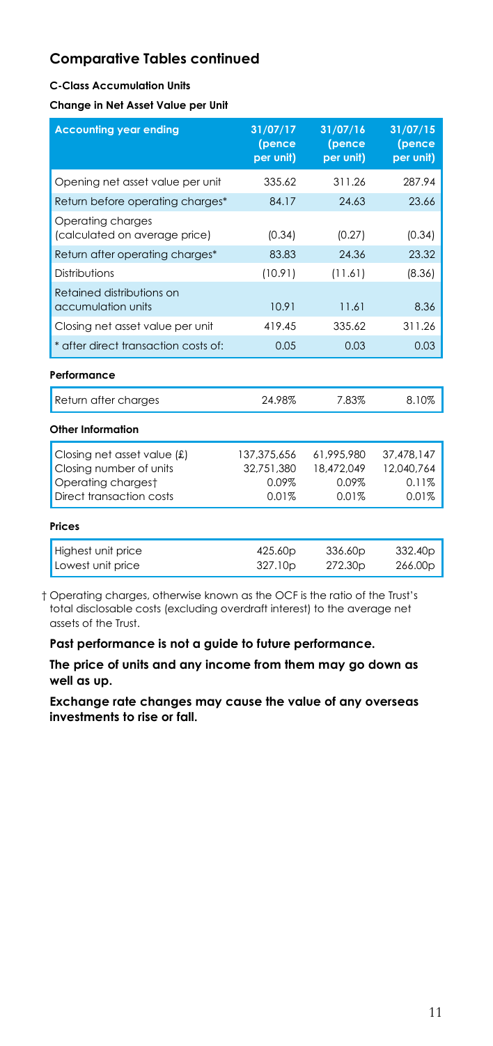## Comparative Tables continued

### C-Class Accumulation Units

#### Change in Net Asset Value per Unit

| Accounting year ending | 31/07/17 (pence per unit) | 31/07/16 (pence per unit) | 31/07/15 (pence per unit) |
|---|---|---|---|
| Opening net asset value per unit | 335.62 | 311.26 | 287.94 |
| Return before operating charges* | 84.17 | 24.63 | 23.66 |
| Operating charges (calculated on average price) | (0.34) | (0.27) | (0.34) |
| Return after operating charges* | 83.83 | 24.36 | 23.32 |
| Distributions | (10.91) | (11.61) | (8.36) |
| Retained distributions on accumulation units | 10.91 | 11.61 | 8.36 |
| Closing net asset value per unit | 419.45 | 335.62 | 311.26 |
| * after direct transaction costs of: | 0.05 | 0.03 | 0.03 |

#### Performance

| | | | |
|---|---|---|---|
| Return after charges | 24.98% | 7.83% | 8.10% |

#### Other Information

| | | | |
|---|---|---|---|
| Closing net asset value (£) | 137,375,656 | 61,995,980 | 37,478,147 |
| Closing number of units | 32,751,380 | 18,472,049 | 12,040,764 |
| Operating charges† | 0.09% | 0.09% | 0.11% |
| Direct transaction costs | 0.01% | 0.01% | 0.01% |

#### Prices

| | | | |
|---|---|---|---|
| Highest unit price | 425.60p | 336.60p | 332.40p |
| Lowest unit price | 327.10p | 272.30p | 266.00p |

† Operating charges, otherwise known as the OCF is the ratio of the Trust's total disclosable costs (excluding overdraft interest) to the average net assets of the Trust.

**Past performance is not a guide to future performance.**

**The price of units and any income from them may go down as well as up.**

**Exchange rate changes may cause the value of any overseas investments to rise or fall.**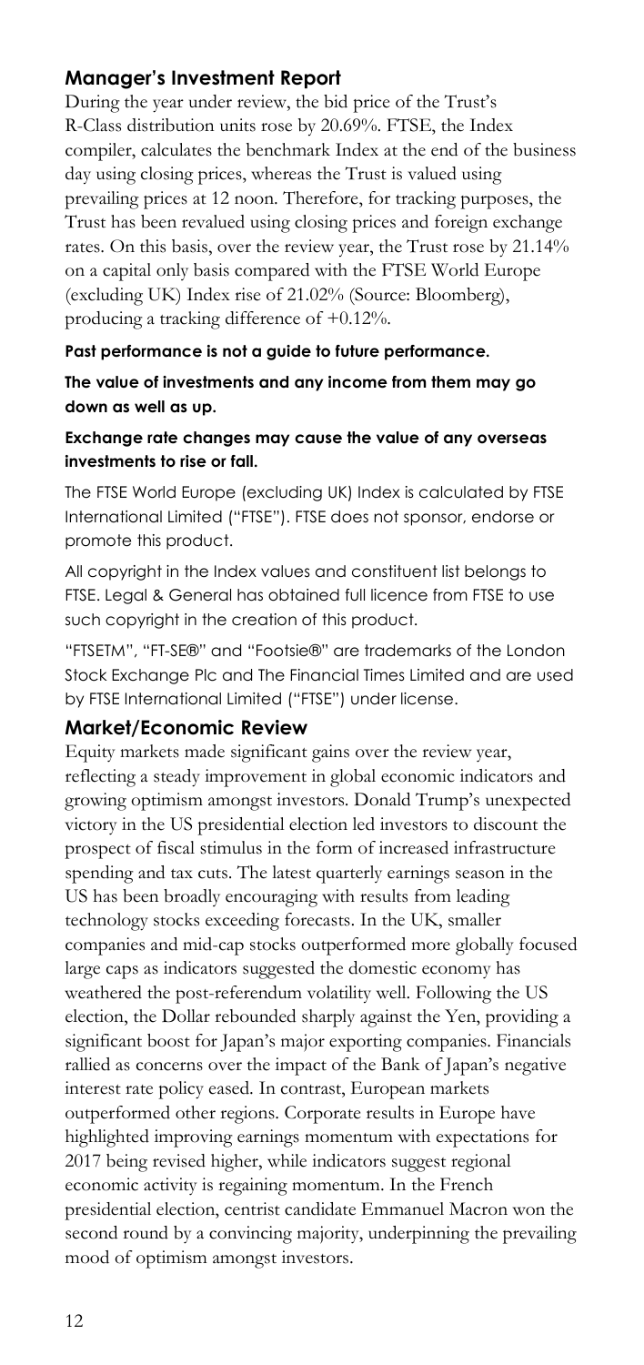## Manager's Investment Report

During the year under review, the bid price of the Trust's R-Class distribution units rose by 20.69%. FTSE, the Index compiler, calculates the benchmark Index at the end of the business day using closing prices, whereas the Trust is valued using prevailing prices at 12 noon. Therefore, for tracking purposes, the Trust has been revalued using closing prices and foreign exchange rates. On this basis, over the review year, the Trust rose by 21.14% on a capital only basis compared with the FTSE World Europe (excluding UK) Index rise of 21.02% (Source: Bloomberg), producing a tracking difference of +0.12%.

**Past performance is not a guide to future performance.**

**The value of investments and any income from them may go down as well as up.**

**Exchange rate changes may cause the value of any overseas investments to rise or fall.**

The FTSE World Europe (excluding UK) Index is calculated by FTSE International Limited ("FTSE"). FTSE does not sponsor, endorse or promote this product.

All copyright in the Index values and constituent list belongs to FTSE. Legal & General has obtained full licence from FTSE to use such copyright in the creation of this product.

"FTSETM", "FT-SE®" and "Footsie®" are trademarks of the London Stock Exchange Plc and The Financial Times Limited and are used by FTSE International Limited ("FTSE") under license.

## Market/Economic Review

Equity markets made significant gains over the review year, reflecting a steady improvement in global economic indicators and growing optimism amongst investors. Donald Trump's unexpected victory in the US presidential election led investors to discount the prospect of fiscal stimulus in the form of increased infrastructure spending and tax cuts. The latest quarterly earnings season in the US has been broadly encouraging with results from leading technology stocks exceeding forecasts. In the UK, smaller companies and mid-cap stocks outperformed more globally focused large caps as indicators suggested the domestic economy has weathered the post-referendum volatility well. Following the US election, the Dollar rebounded sharply against the Yen, providing a significant boost for Japan's major exporting companies. Financials rallied as concerns over the impact of the Bank of Japan's negative interest rate policy eased. In contrast, European markets outperformed other regions. Corporate results in Europe have highlighted improving earnings momentum with expectations for 2017 being revised higher, while indicators suggest regional economic activity is regaining momentum. In the French presidential election, centrist candidate Emmanuel Macron won the second round by a convincing majority, underpinning the prevailing mood of optimism amongst investors.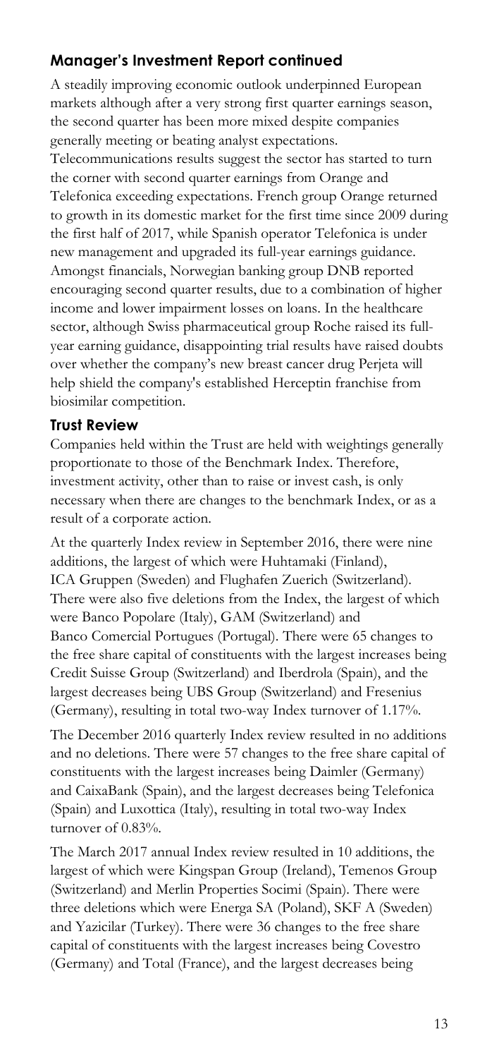## Manager's Investment Report continued

A steadily improving economic outlook underpinned European markets although after a very strong first quarter earnings season, the second quarter has been more mixed despite companies generally meeting or beating analyst expectations. Telecommunications results suggest the sector has started to turn the corner with second quarter earnings from Orange and Telefonica exceeding expectations. French group Orange returned to growth in its domestic market for the first time since 2009 during the first half of 2017, while Spanish operator Telefonica is under new management and upgraded its full-year earnings guidance. Amongst financials, Norwegian banking group DNB reported encouraging second quarter results, due to a combination of higher income and lower impairment losses on loans. In the healthcare sector, although Swiss pharmaceutical group Roche raised its full-year earning guidance, disappointing trial results have raised doubts over whether the company's new breast cancer drug Perjeta will help shield the company's established Herceptin franchise from biosimilar competition.

### Trust Review

Companies held within the Trust are held with weightings generally proportionate to those of the Benchmark Index. Therefore, investment activity, other than to raise or invest cash, is only necessary when there are changes to the benchmark Index, or as a result of a corporate action.

At the quarterly Index review in September 2016, there were nine additions, the largest of which were Huhtamaki (Finland), ICA Gruppen (Sweden) and Flughafen Zuerich (Switzerland). There were also five deletions from the Index, the largest of which were Banco Popolare (Italy), GAM (Switzerland) and Banco Comercial Portugues (Portugal). There were 65 changes to the free share capital of constituents with the largest increases being Credit Suisse Group (Switzerland) and Iberdrola (Spain), and the largest decreases being UBS Group (Switzerland) and Fresenius (Germany), resulting in total two-way Index turnover of 1.17%.

The December 2016 quarterly Index review resulted in no additions and no deletions. There were 57 changes to the free share capital of constituents with the largest increases being Daimler (Germany) and CaixaBank (Spain), and the largest decreases being Telefonica (Spain) and Luxottica (Italy), resulting in total two-way Index turnover of 0.83%.

The March 2017 annual Index review resulted in 10 additions, the largest of which were Kingspan Group (Ireland), Temenos Group (Switzerland) and Merlin Properties Socimi (Spain). There were three deletions which were Energa SA (Poland), SKF A (Sweden) and Yazicilar (Turkey). There were 36 changes to the free share capital of constituents with the largest increases being Covestro (Germany) and Total (France), and the largest decreases being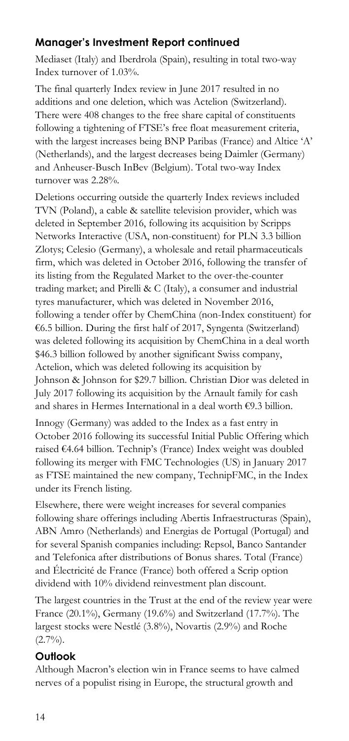## Manager's Investment Report continued

Mediaset (Italy) and Iberdrola (Spain), resulting in total two-way Index turnover of 1.03%.

The final quarterly Index review in June 2017 resulted in no additions and one deletion, which was Actelion (Switzerland). There were 408 changes to the free share capital of constituents following a tightening of FTSE's free float measurement criteria, with the largest increases being BNP Paribas (France) and Altice 'A' (Netherlands), and the largest decreases being Daimler (Germany) and Anheuser-Busch InBev (Belgium). Total two-way Index turnover was 2.28%.

Deletions occurring outside the quarterly Index reviews included TVN (Poland), a cable & satellite television provider, which was deleted in September 2016, following its acquisition by Scripps Networks Interactive (USA, non-constituent) for PLN 3.3 billion Zlotys; Celesio (Germany), a wholesale and retail pharmaceuticals firm, which was deleted in October 2016, following the transfer of its listing from the Regulated Market to the over-the-counter trading market; and Pirelli & C (Italy), a consumer and industrial tyres manufacturer, which was deleted in November 2016, following a tender offer by ChemChina (non-Index constituent) for €6.5 billion. During the first half of 2017, Syngenta (Switzerland) was deleted following its acquisition by ChemChina in a deal worth $46.3 billion followed by another significant Swiss company, Actelion, which was deleted following its acquisition by Johnson & Johnson for $29.7 billion. Christian Dior was deleted in July 2017 following its acquisition by the Arnault family for cash and shares in Hermes International in a deal worth €9.3 billion.

Innogy (Germany) was added to the Index as a fast entry in October 2016 following its successful Initial Public Offering which raised €4.64 billion. Technip's (France) Index weight was doubled following its merger with FMC Technologies (US) in January 2017 as FTSE maintained the new company, TechnipFMC, in the Index under its French listing.

Elsewhere, there were weight increases for several companies following share offerings including Abertis Infraestructuras (Spain), ABN Amro (Netherlands) and Energias de Portugal (Portugal) and for several Spanish companies including: Repsol, Banco Santander and Telefonica after distributions of Bonus shares. Total (France) and Électricité de France (France) both offered a Scrip option dividend with 10% dividend reinvestment plan discount.

The largest countries in the Trust at the end of the review year were France (20.1%), Germany (19.6%) and Switzerland (17.7%). The largest stocks were Nestlé (3.8%), Novartis (2.9%) and Roche (2.7%).

### Outlook

Although Macron's election win in France seems to have calmed nerves of a populist rising in Europe, the structural growth and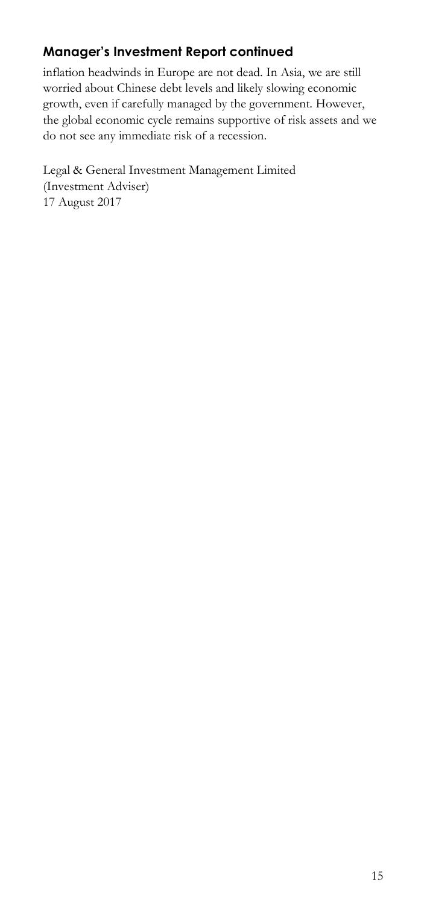## Manager's Investment Report continued

inflation headwinds in Europe are not dead. In Asia, we are still worried about Chinese debt levels and likely slowing economic growth, even if carefully managed by the government. However, the global economic cycle remains supportive of risk assets and we do not see any immediate risk of a recession.

Legal & General Investment Management Limited
(Investment Adviser)
17 August 2017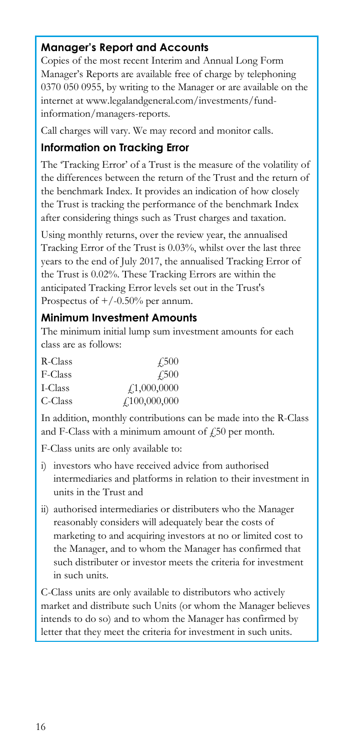## Manager's Report and Accounts

Copies of the most recent Interim and Annual Long Form Manager's Reports are available free of charge by telephoning 0370 050 0955, by writing to the Manager or are available on the internet at www.legalandgeneral.com/investments/fund-information/managers-reports.

Call charges will vary. We may record and monitor calls.

## Information on Tracking Error

The 'Tracking Error' of a Trust is the measure of the volatility of the differences between the return of the Trust and the return of the benchmark Index. It provides an indication of how closely the Trust is tracking the performance of the benchmark Index after considering things such as Trust charges and taxation.

Using monthly returns, over the review year, the annualised Tracking Error of the Trust is 0.03%, whilst over the last three years to the end of July 2017, the annualised Tracking Error of the Trust is 0.02%. These Tracking Errors are within the anticipated Tracking Error levels set out in the Trust's Prospectus of +/-0.50% per annum.

## Minimum Investment Amounts

The minimum initial lump sum investment amounts for each class are as follows:

| | |
|---|---|
| R-Class | £500 |
| F-Class | £500 |
| I-Class | £1,000,0000 |
| C-Class | £100,000,000 |

In addition, monthly contributions can be made into the R-Class and F-Class with a minimum amount of £50 per month.

F-Class units are only available to:

i) investors who have received advice from authorised intermediaries and platforms in relation to their investment in units in the Trust and

ii) authorised intermediaries or distributers who the Manager reasonably considers will adequately bear the costs of marketing to and acquiring investors at no or limited cost to the Manager, and to whom the Manager has confirmed that such distributer or investor meets the criteria for investment in such units.

C-Class units are only available to distributors who actively market and distribute such Units (or whom the Manager believes intends to do so) and to whom the Manager has confirmed by letter that they meet the criteria for investment in such units.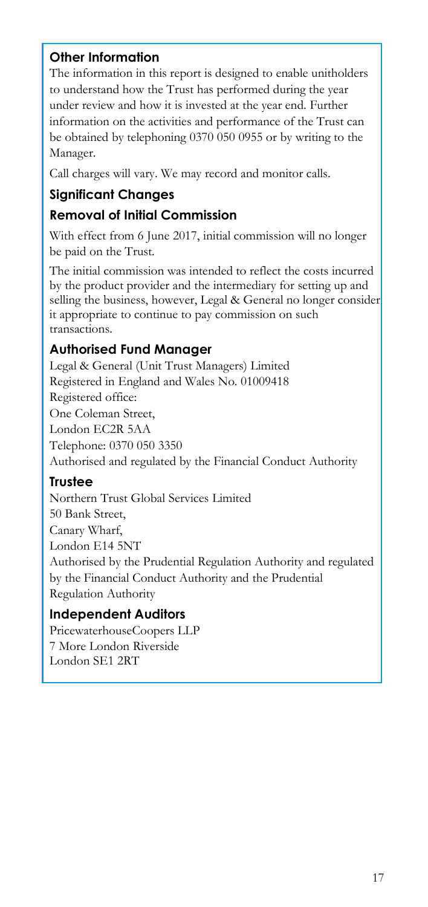### Other Information

The information in this report is designed to enable unitholders to understand how the Trust has performed during the year under review and how it is invested at the year end. Further information on the activities and performance of the Trust can be obtained by telephoning 0370 050 0955 or by writing to the Manager.

Call charges will vary. We may record and monitor calls.

### Significant Changes

### Removal of Initial Commission

With effect from 6 June 2017, initial commission will no longer be paid on the Trust.

The initial commission was intended to reflect the costs incurred by the product provider and the intermediary for setting up and selling the business, however, Legal & General no longer consider it appropriate to continue to pay commission on such transactions.

### Authorised Fund Manager

Legal & General (Unit Trust Managers) Limited
Registered in England and Wales No. 01009418
Registered office:
One Coleman Street,
London EC2R 5AA
Telephone: 0370 050 3350
Authorised and regulated by the Financial Conduct Authority

### Trustee

Northern Trust Global Services Limited
50 Bank Street,
Canary Wharf,
London E14 5NT
Authorised by the Prudential Regulation Authority and regulated by the Financial Conduct Authority and the Prudential Regulation Authority

### Independent Auditors

PricewaterhouseCoopers LLP
7 More London Riverside
London SE1 2RT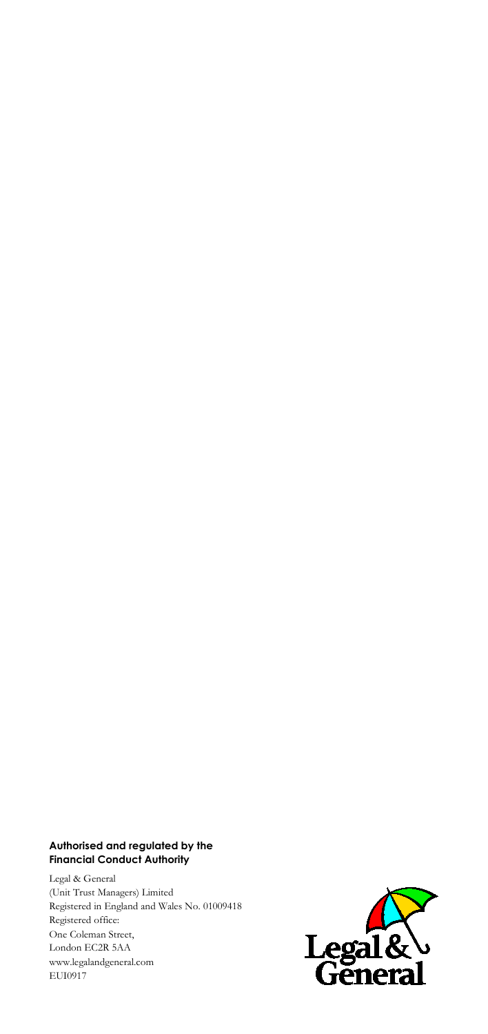**Authorised and regulated by the Financial Conduct Authority**

Legal & General
(Unit Trust Managers) Limited
Registered in England and Wales No. 01009418
Registered office:
One Coleman Street,
London EC2R 5AA
www.legalandgeneral.com
EUI0917